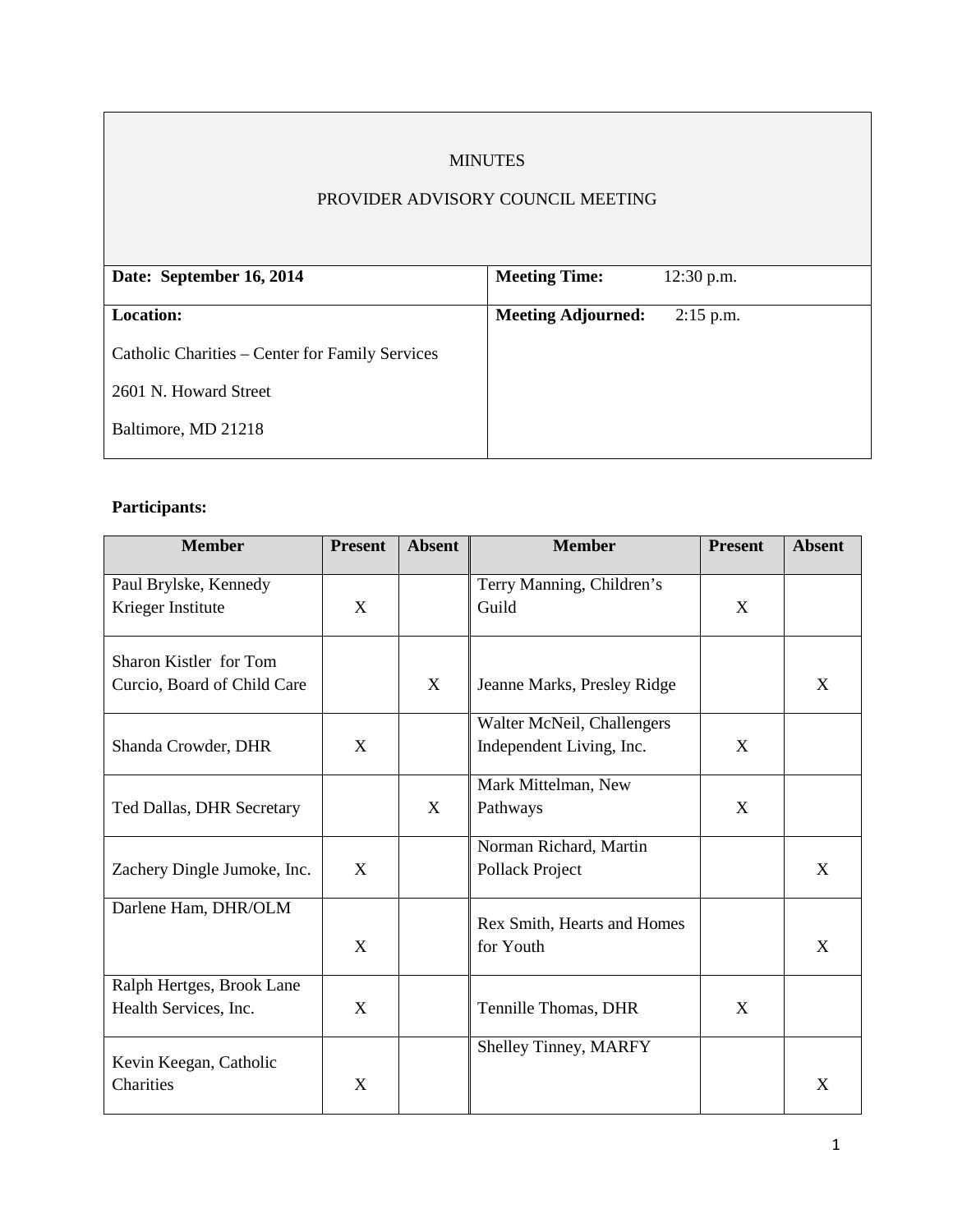MINUTES

PROVIDER ADVISORY COUNCIL MEETING

| **Date: September 16, 2014** | **Meeting Time:** 12:30 p.m. |
|---|---|
| **Location:**<br>Catholic Charities – Center for Family Services<br>2601 N. Howard Street<br>Baltimore, MD 21218 | **Meeting Adjourned:** 2:15 p.m. |

**Participants:**

| Member | Present | Absent | Member | Present | Absent |
|---|---|---|---|---|---|
| Paul Brylske, Kennedy Krieger Institute | X | | Terry Manning, Children's Guild | X | |
| Sharon Kistler for Tom Curcio, Board of Child Care | | X | Jeanne Marks, Presley Ridge | | X |
| Shanda Crowder, DHR | X | | Walter McNeil, Challengers Independent Living, Inc. | X | |
| Ted Dallas, DHR Secretary | | X | Mark Mittelman, New Pathways | X | |
| Zachery Dingle Jumoke, Inc. | X | | Norman Richard, Martin Pollack Project | | X |
| Darlene Ham, DHR/OLM | X | | Rex Smith, Hearts and Homes for Youth | | X |
| Ralph Hertges, Brook Lane Health Services, Inc. | X | | Tennille Thomas, DHR | X | |
| Kevin Keegan, Catholic Charities | X | | Shelley Tinney, MARFY | | X |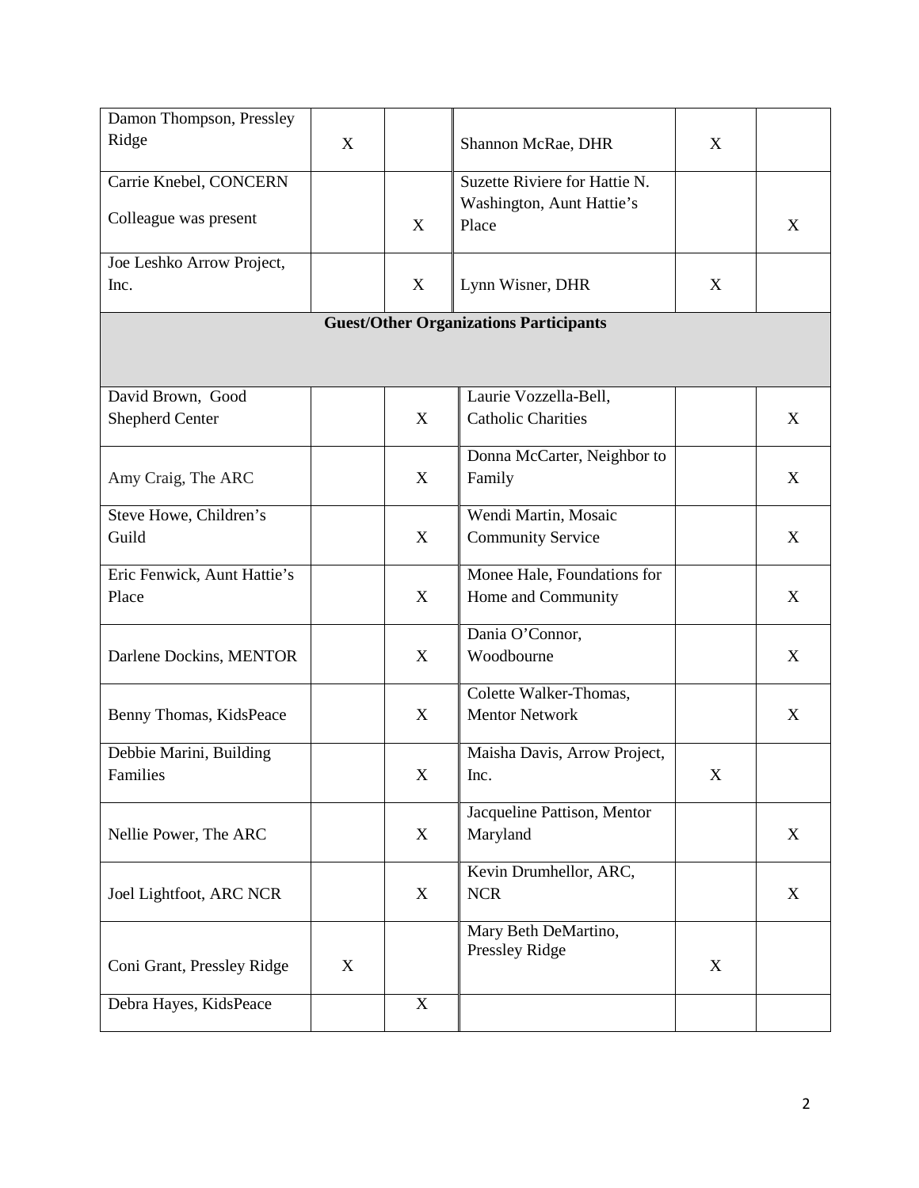| | | | | | |
|---|---|---|---|---|---|
| Damon Thompson, Pressley Ridge | X | | Shannon McRae, DHR | X | |
| Carrie Knebel, CONCERN<br>Colleague was present | | X | Suzette Riviere for Hattie N. Washington, Aunt Hattie's Place | | X |
| Joe Leshko Arrow Project, Inc. | | X | Lynn Wisner, DHR | X | |
| **Guest/Other Organizations Participants** | | | | | |
| David Brown, Good Shepherd Center | | X | Laurie Vozzella-Bell, Catholic Charities | | X |
| Amy Craig, The ARC | | X | Donna McCarter, Neighbor to Family | | X |
| Steve Howe, Children's Guild | | X | Wendi Martin, Mosaic Community Service | | X |
| Eric Fenwick, Aunt Hattie's Place | | X | Monee Hale, Foundations for Home and Community | | X |
| Darlene Dockins, MENTOR | | X | Dania O'Connor, Woodbourne | | X |
| Benny Thomas, KidsPeace | | X | Colette Walker-Thomas, Mentor Network | | X |
| Debbie Marini, Building Families | | X | Maisha Davis, Arrow Project, Inc. | X | |
| Nellie Power, The ARC | | X | Jacqueline Pattison, Mentor Maryland | | X |
| Joel Lightfoot, ARC NCR | | X | Kevin Drumhellor, ARC, NCR | | X |
| Coni Grant, Pressley Ridge | X | | Mary Beth DeMartino, Pressley Ridge | X | |
| Debra Hayes, KidsPeace | | X | | | |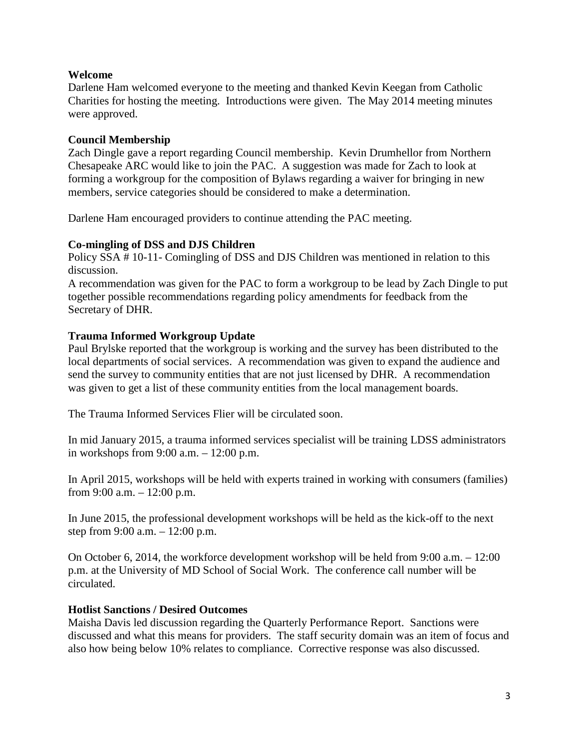**Welcome**

Darlene Ham welcomed everyone to the meeting and thanked Kevin Keegan from Catholic Charities for hosting the meeting. Introductions were given. The May 2014 meeting minutes were approved.

**Council Membership**

Zach Dingle gave a report regarding Council membership. Kevin Drumhellor from Northern Chesapeake ARC would like to join the PAC. A suggestion was made for Zach to look at forming a workgroup for the composition of Bylaws regarding a waiver for bringing in new members, service categories should be considered to make a determination.

Darlene Ham encouraged providers to continue attending the PAC meeting.

**Co-mingling of DSS and DJS Children**

Policy SSA # 10-11- Comingling of DSS and DJS Children was mentioned in relation to this discussion.

A recommendation was given for the PAC to form a workgroup to be lead by Zach Dingle to put together possible recommendations regarding policy amendments for feedback from the Secretary of DHR.

**Trauma Informed Workgroup Update**

Paul Brylske reported that the workgroup is working and the survey has been distributed to the local departments of social services. A recommendation was given to expand the audience and send the survey to community entities that are not just licensed by DHR. A recommendation was given to get a list of these community entities from the local management boards.

The Trauma Informed Services Flier will be circulated soon.

In mid January 2015, a trauma informed services specialist will be training LDSS administrators in workshops from 9:00 a.m. – 12:00 p.m.

In April 2015, workshops will be held with experts trained in working with consumers (families) from 9:00 a.m. – 12:00 p.m.

In June 2015, the professional development workshops will be held as the kick-off to the next step from 9:00 a.m. – 12:00 p.m.

On October 6, 2014, the workforce development workshop will be held from 9:00 a.m. – 12:00 p.m. at the University of MD School of Social Work. The conference call number will be circulated.

**Hotlist Sanctions / Desired Outcomes**

Maisha Davis led discussion regarding the Quarterly Performance Report. Sanctions were discussed and what this means for providers. The staff security domain was an item of focus and also how being below 10% relates to compliance. Corrective response was also discussed.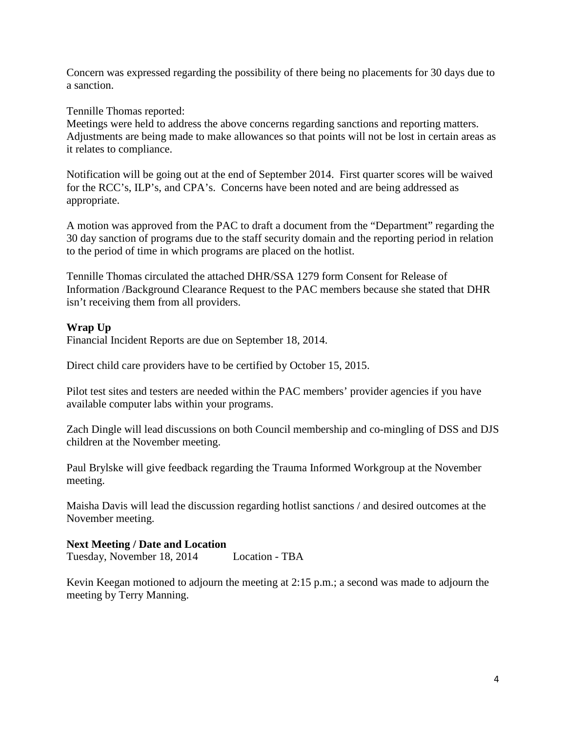Concern was expressed regarding the possibility of there being no placements for 30 days due to a sanction.

Tennille Thomas reported:
Meetings were held to address the above concerns regarding sanctions and reporting matters. Adjustments are being made to make allowances so that points will not be lost in certain areas as it relates to compliance.

Notification will be going out at the end of September 2014. First quarter scores will be waived for the RCC's, ILP's, and CPA's. Concerns have been noted and are being addressed as appropriate.

A motion was approved from the PAC to draft a document from the "Department" regarding the 30 day sanction of programs due to the staff security domain and the reporting period in relation to the period of time in which programs are placed on the hotlist.

Tennille Thomas circulated the attached DHR/SSA 1279 form Consent for Release of Information /Background Clearance Request to the PAC members because she stated that DHR isn't receiving them from all providers.

**Wrap Up**
Financial Incident Reports are due on September 18, 2014.

Direct child care providers have to be certified by October 15, 2015.

Pilot test sites and testers are needed within the PAC members' provider agencies if you have available computer labs within your programs.

Zach Dingle will lead discussions on both Council membership and co-mingling of DSS and DJS children at the November meeting.

Paul Brylske will give feedback regarding the Trauma Informed Workgroup at the November meeting.

Maisha Davis will lead the discussion regarding hotlist sanctions / and desired outcomes at the November meeting.

**Next Meeting / Date and Location**
Tuesday, November 18, 2014 Location - TBA

Kevin Keegan motioned to adjourn the meeting at 2:15 p.m.; a second was made to adjourn the meeting by Terry Manning.